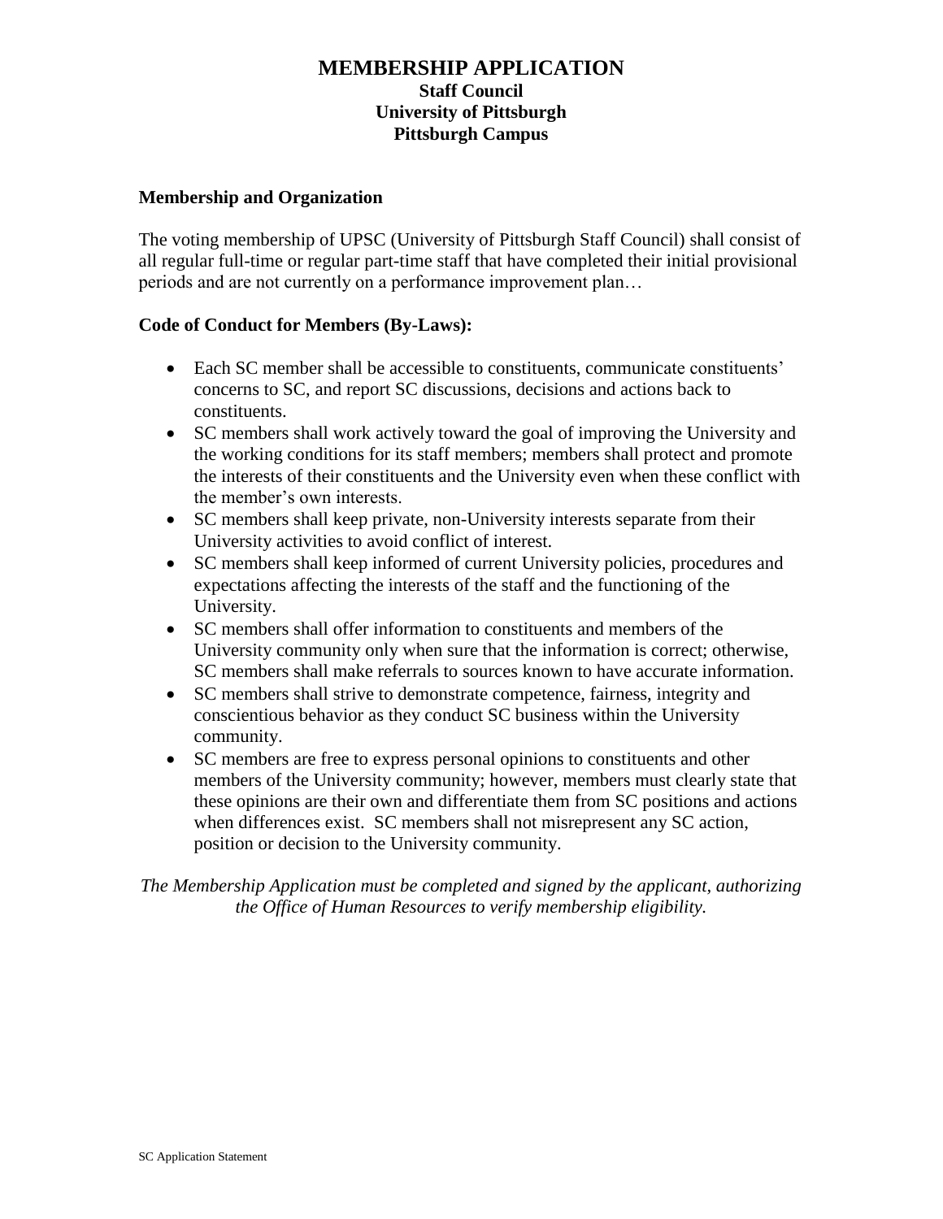# MEMBERSHIP APPLICATION

## Staff Council
## University of Pittsburgh
## Pittsburgh Campus

**Membership and Organization**

The voting membership of UPSC (University of Pittsburgh Staff Council) shall consist of all regular full-time or regular part-time staff that have completed their initial provisional periods and are not currently on a performance improvement plan…

**Code of Conduct for Members (By-Laws):**

- Each SC member shall be accessible to constituents, communicate constituents' concerns to SC, and report SC discussions, decisions and actions back to constituents.
- SC members shall work actively toward the goal of improving the University and the working conditions for its staff members; members shall protect and promote the interests of their constituents and the University even when these conflict with the member's own interests.
- SC members shall keep private, non-University interests separate from their University activities to avoid conflict of interest.
- SC members shall keep informed of current University policies, procedures and expectations affecting the interests of the staff and the functioning of the University.
- SC members shall offer information to constituents and members of the University community only when sure that the information is correct; otherwise, SC members shall make referrals to sources known to have accurate information.
- SC members shall strive to demonstrate competence, fairness, integrity and conscientious behavior as they conduct SC business within the University community.
- SC members are free to express personal opinions to constituents and other members of the University community; however, members must clearly state that these opinions are their own and differentiate them from SC positions and actions when differences exist. SC members shall not misrepresent any SC action, position or decision to the University community.

*The Membership Application must be completed and signed by the applicant, authorizing the Office of Human Resources to verify membership eligibility.*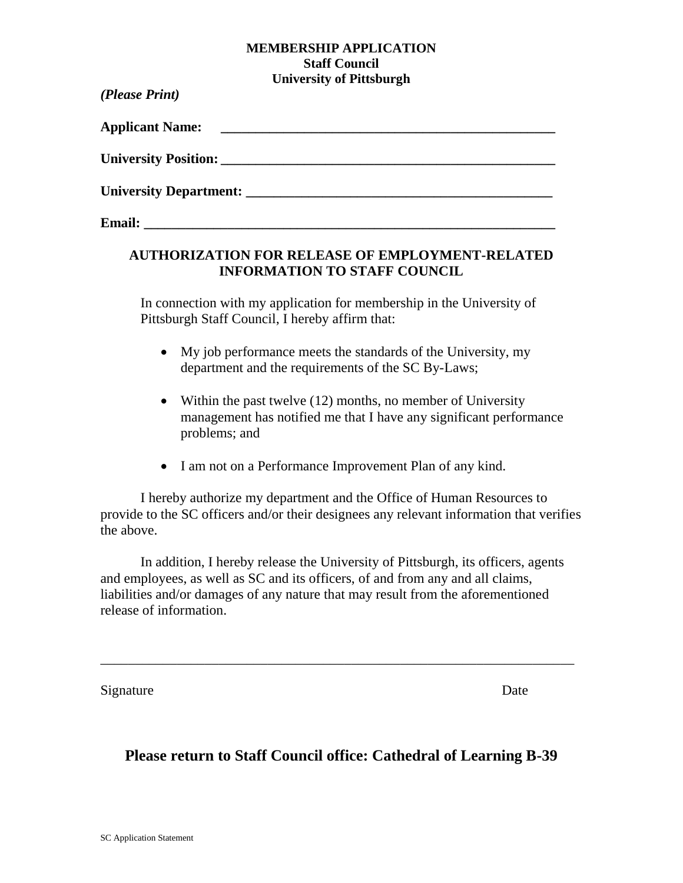**MEMBERSHIP APPLICATION**
**Staff Council**
**University of Pittsburgh**

***(Please Print)***

**Applicant Name:** ________________________________________________

**University Position:** ________________________________________________

**University Department:** ___________________________________________

**Email:** ________________________________________________________

## AUTHORIZATION FOR RELEASE OF EMPLOYMENT-RELATED INFORMATION TO STAFF COUNCIL

In connection with my application for membership in the University of Pittsburgh Staff Council, I hereby affirm that:

- My job performance meets the standards of the University, my department and the requirements of the SC By-Laws;
- Within the past twelve (12) months, no member of University management has notified me that I have any significant performance problems; and
- I am not on a Performance Improvement Plan of any kind.

I hereby authorize my department and the Office of Human Resources to provide to the SC officers and/or their designees any relevant information that verifies the above.

In addition, I hereby release the University of Pittsburgh, its officers, agents and employees, as well as SC and its officers, of and from any and all claims, liabilities and/or damages of any nature that may result from the aforementioned release of information.

_____________________________________________________________________

Signature                                                                                    Date

**Please return to Staff Council office: Cathedral of Learning B-39**

SC Application Statement